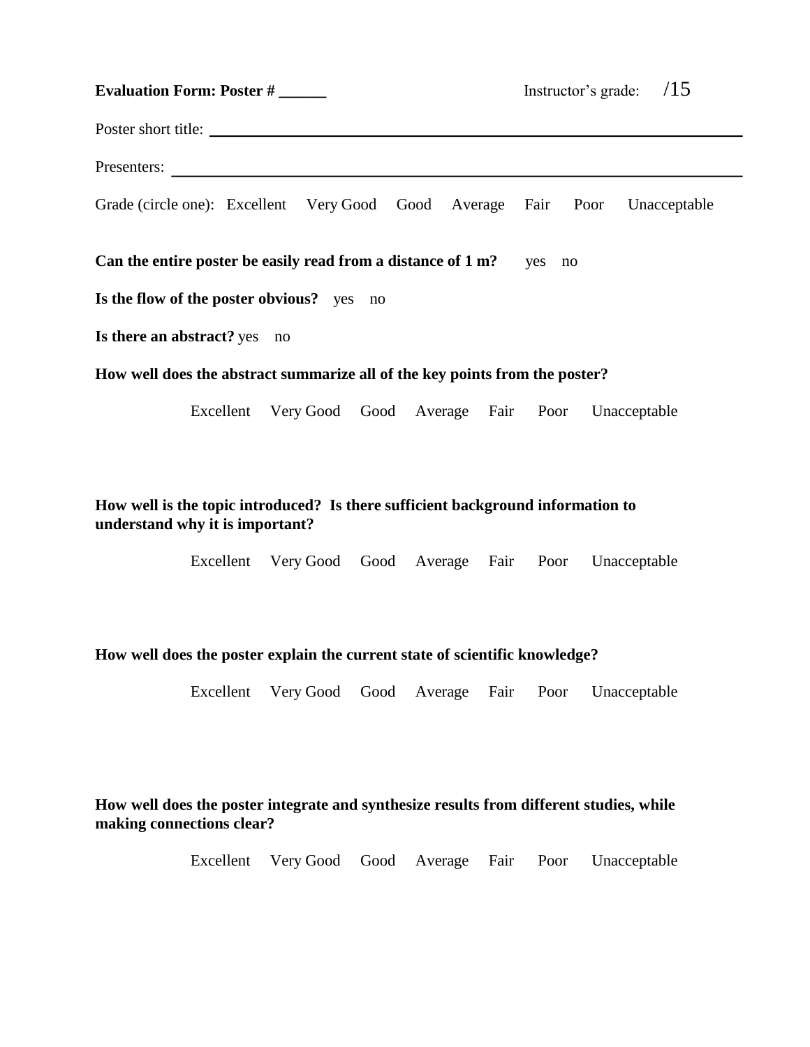**Evaluation Form: Poster # ______** Instructor's grade: /15

Poster short title: ______________________________________________

Presenters: ______________________________________________

Grade (circle one): Excellent Very Good Good Average Fair Poor Unacceptable

**Can the entire poster be easily read from a distance of 1 m?** yes no

**Is the flow of the poster obvious?** yes no

**Is there an abstract?** yes no

**How well does the abstract summarize all of the key points from the poster?**

Excellent Very Good Good Average Fair Poor Unacceptable

**How well is the topic introduced? Is there sufficient background information to understand why it is important?**

Excellent Very Good Good Average Fair Poor Unacceptable

**How well does the poster explain the current state of scientific knowledge?**

Excellent Very Good Good Average Fair Poor Unacceptable

**How well does the poster integrate and synthesize results from different studies, while making connections clear?**

Excellent Very Good Good Average Fair Poor Unacceptable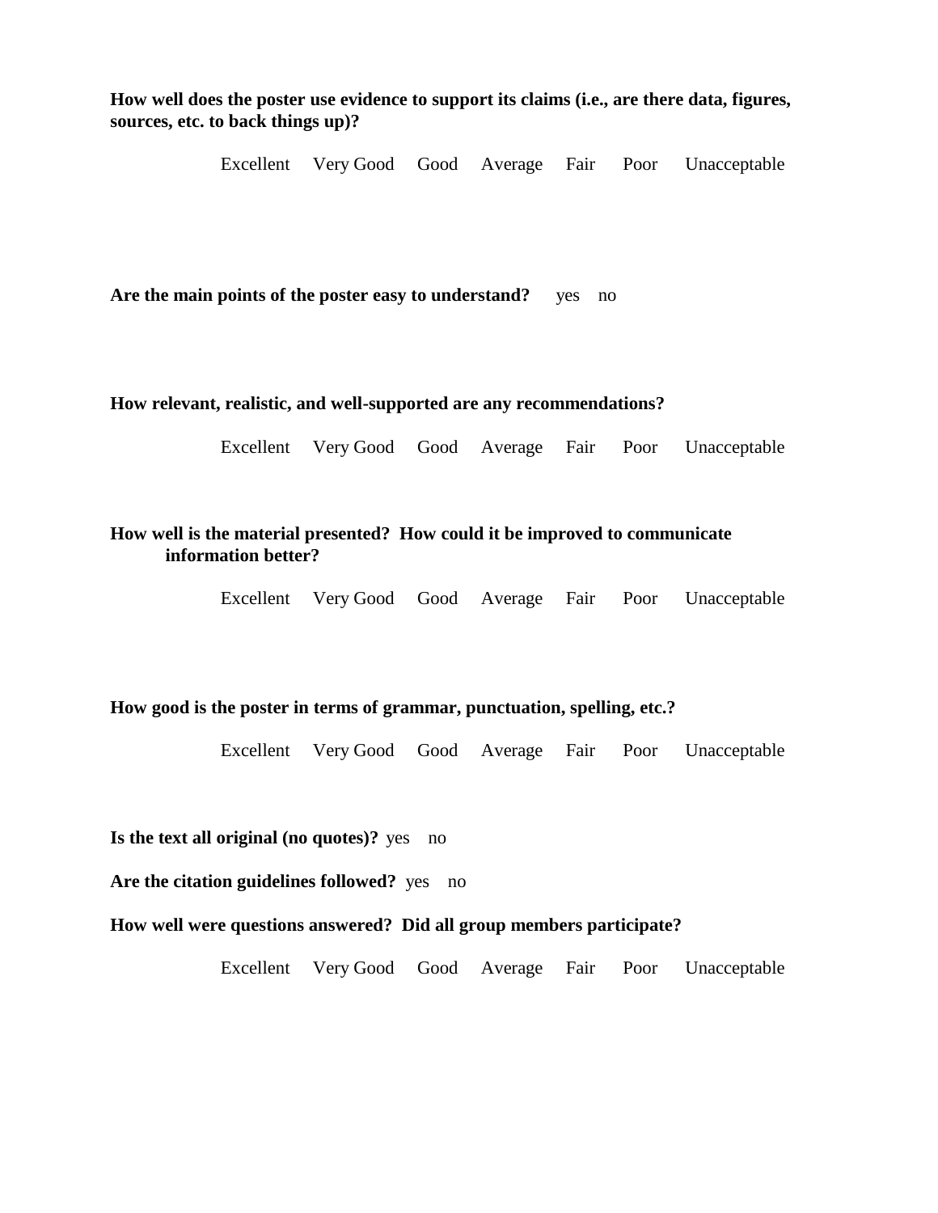**How well does the poster use evidence to support its claims (i.e., are there data, figures, sources, etc. to back things up)?**

Excellent  Very Good  Good  Average  Fair  Poor  Unacceptable

**Are the main points of the poster easy to understand?** yes no

**How relevant, realistic, and well-supported are any recommendations?**

Excellent  Very Good  Good  Average  Fair  Poor  Unacceptable

**How well is the material presented? How could it be improved to communicate information better?**

Excellent  Very Good  Good  Average  Fair  Poor  Unacceptable

**How good is the poster in terms of grammar, punctuation, spelling, etc.?**

Excellent  Very Good  Good  Average  Fair  Poor  Unacceptable

**Is the text all original (no quotes)?** yes no

**Are the citation guidelines followed?** yes no

**How well were questions answered? Did all group members participate?**

Excellent  Very Good  Good  Average  Fair  Poor  Unacceptable